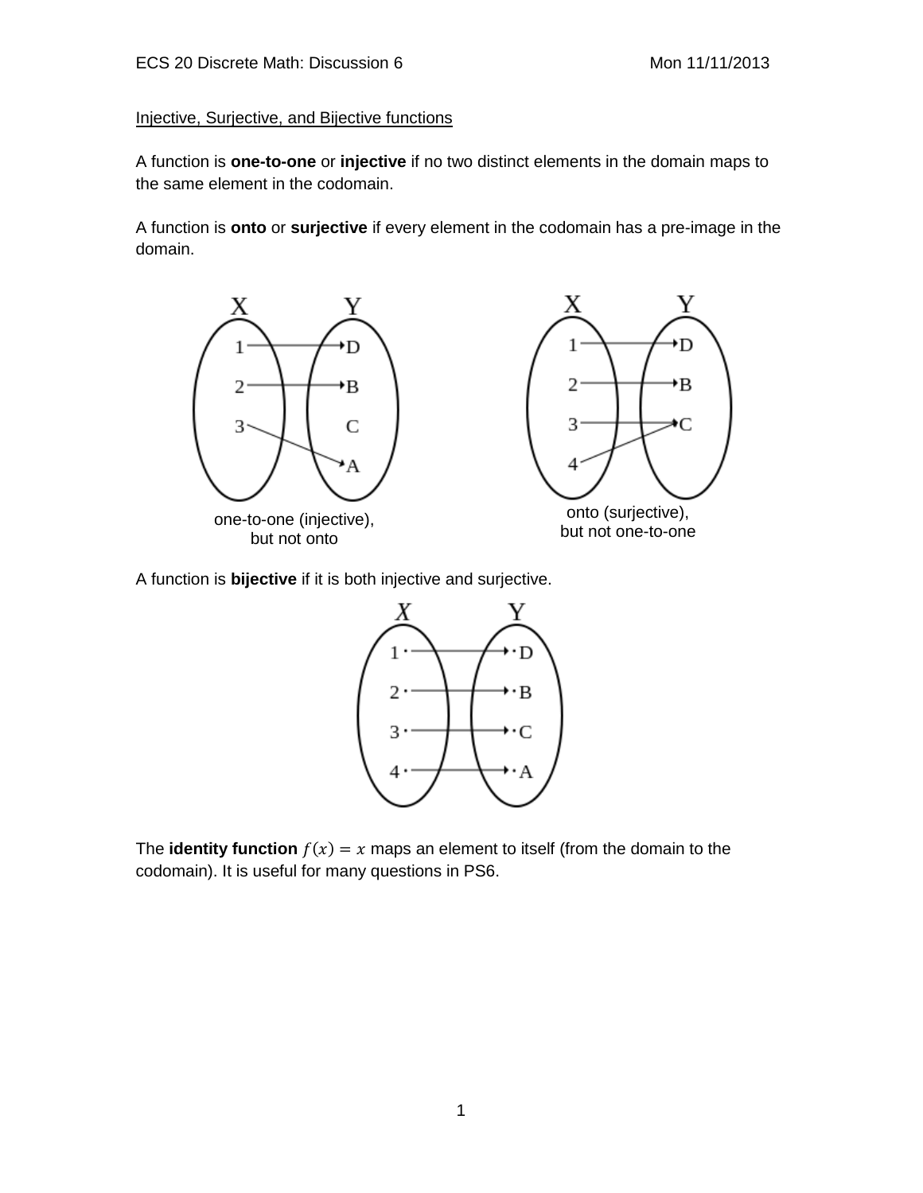Injective, Surjective, and Bijective functions

A function is **one-to-one** or **injective** if no two distinct elements in the domain maps to the same element in the codomain.

A function is **onto** or **surjective** if every element in the codomain has a pre-image in the domain.

one-to-one (injective), but not onto

onto (surjective), but not one-to-one

A function is **bijective** if it is both injective and surjective.

The **identity function** $f(x) = x$ maps an element to itself (from the domain to the codomain). It is useful for many questions in PS6.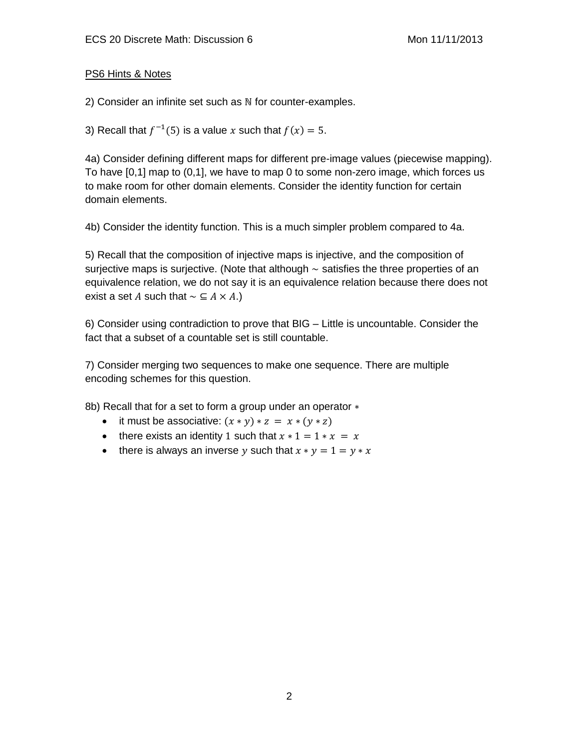<u>PS6 Hints & Notes</u>

2) Consider an infinite set such as $\mathbb{N}$ for counter-examples.

3) Recall that $f^{-1}(5)$ is a value $x$ such that $f(x) = 5$.

4a) Consider defining different maps for different pre-image values (piecewise mapping). To have [0,1] map to (0,1], we have to map 0 to some non-zero image, which forces us to make room for other domain elements. Consider the identity function for certain domain elements.

4b) Consider the identity function. This is a much simpler problem compared to 4a.

5) Recall that the composition of injective maps is injective, and the composition of surjective maps is surjective. (Note that although $\sim$ satisfies the three properties of an equivalence relation, we do not say it is an equivalence relation because there does not exist a set $A$ such that $\sim \subseteq A \times A$.)

6) Consider using contradiction to prove that BIG – Little is uncountable. Consider the fact that a subset of a countable set is still countable.

7) Consider merging two sequences to make one sequence. There are multiple encoding schemes for this question.

8b) Recall that for a set to form a group under an operator $*$

- it must be associative: $(x * y) * z = x * (y * z)$
- there exists an identity 1 such that $x * 1 = 1 * x = x$
- there is always an inverse $y$ such that $x * y = 1 = y * x$